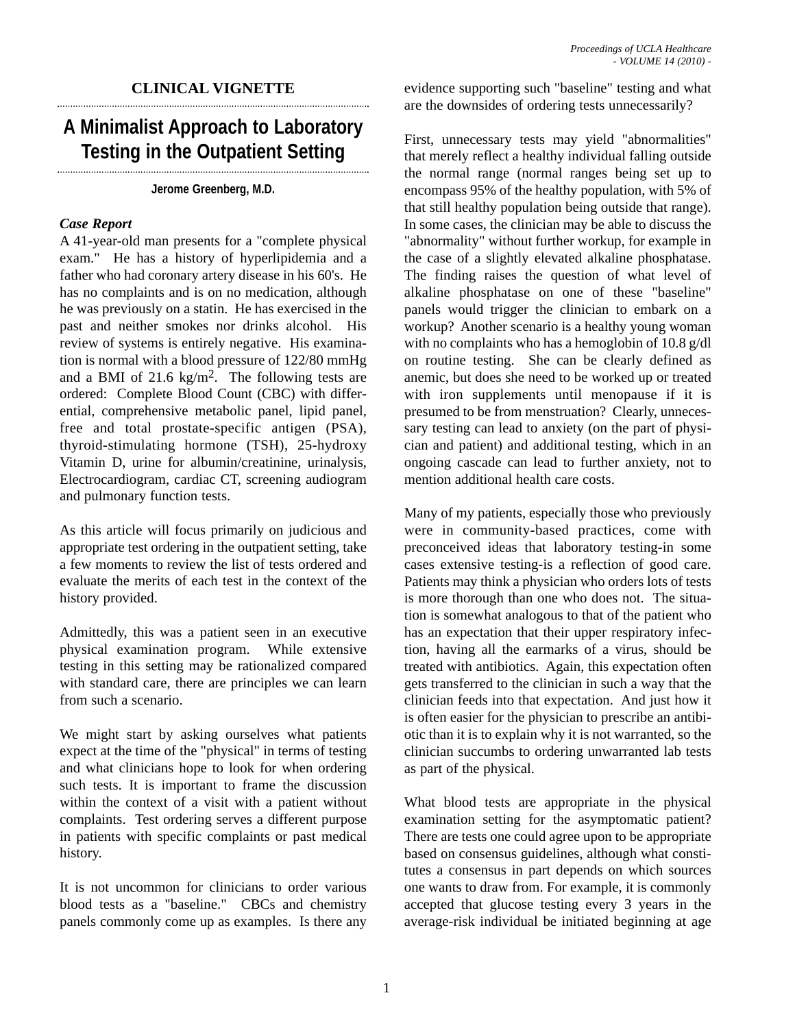**CLINICAL VIGNETTE**

# A Minimalist Approach to Laboratory Testing in the Outpatient Setting

**Jerome Greenberg, M.D.**

***Case Report***

A 41-year-old man presents for a "complete physical exam." He has a history of hyperlipidemia and a father who had coronary artery disease in his 60's. He has no complaints and is on no medication, although he was previously on a statin. He has exercised in the past and neither smokes nor drinks alcohol. His review of systems is entirely negative. His examination is normal with a blood pressure of 122/80 mmHg and a BMI of 21.6 kg/m$^2$. The following tests are ordered: Complete Blood Count (CBC) with differential, comprehensive metabolic panel, lipid panel, free and total prostate-specific antigen (PSA), thyroid-stimulating hormone (TSH), 25-hydroxy Vitamin D, urine for albumin/creatinine, urinalysis, Electrocardiogram, cardiac CT, screening audiogram and pulmonary function tests.

As this article will focus primarily on judicious and appropriate test ordering in the outpatient setting, take a few moments to review the list of tests ordered and evaluate the merits of each test in the context of the history provided.

Admittedly, this was a patient seen in an executive physical examination program. While extensive testing in this setting may be rationalized compared with standard care, there are principles we can learn from such a scenario.

We might start by asking ourselves what patients expect at the time of the "physical" in terms of testing and what clinicians hope to look for when ordering such tests. It is important to frame the discussion within the context of a visit with a patient without complaints. Test ordering serves a different purpose in patients with specific complaints or past medical history.

It is not uncommon for clinicians to order various blood tests as a "baseline." CBCs and chemistry panels commonly come up as examples. Is there any evidence supporting such "baseline" testing and what are the downsides of ordering tests unnecessarily?

First, unnecessary tests may yield "abnormalities" that merely reflect a healthy individual falling outside the normal range (normal ranges being set up to encompass 95% of the healthy population, with 5% of that still healthy population being outside that range). In some cases, the clinician may be able to discuss the "abnormality" without further workup, for example in the case of a slightly elevated alkaline phosphatase. The finding raises the question of what level of alkaline phosphatase on one of these "baseline" panels would trigger the clinician to embark on a workup? Another scenario is a healthy young woman with no complaints who has a hemoglobin of 10.8 g/dl on routine testing. She can be clearly defined as anemic, but does she need to be worked up or treated with iron supplements until menopause if it is presumed to be from menstruation? Clearly, unnecessary testing can lead to anxiety (on the part of physician and patient) and additional testing, which in an ongoing cascade can lead to further anxiety, not to mention additional health care costs.

Many of my patients, especially those who previously were in community-based practices, come with preconceived ideas that laboratory testing-in some cases extensive testing-is a reflection of good care. Patients may think a physician who orders lots of tests is more thorough than one who does not. The situation is somewhat analogous to that of the patient who has an expectation that their upper respiratory infection, having all the earmarks of a virus, should be treated with antibiotics. Again, this expectation often gets transferred to the clinician in such a way that the clinician feeds into that expectation. And just how it is often easier for the physician to prescribe an antibiotic than it is to explain why it is not warranted, so the clinician succumbs to ordering unwarranted lab tests as part of the physical.

What blood tests are appropriate in the physical examination setting for the asymptomatic patient? There are tests one could agree upon to be appropriate based on consensus guidelines, although what constitutes a consensus in part depends on which sources one wants to draw from. For example, it is commonly accepted that glucose testing every 3 years in the average-risk individual be initiated beginning at age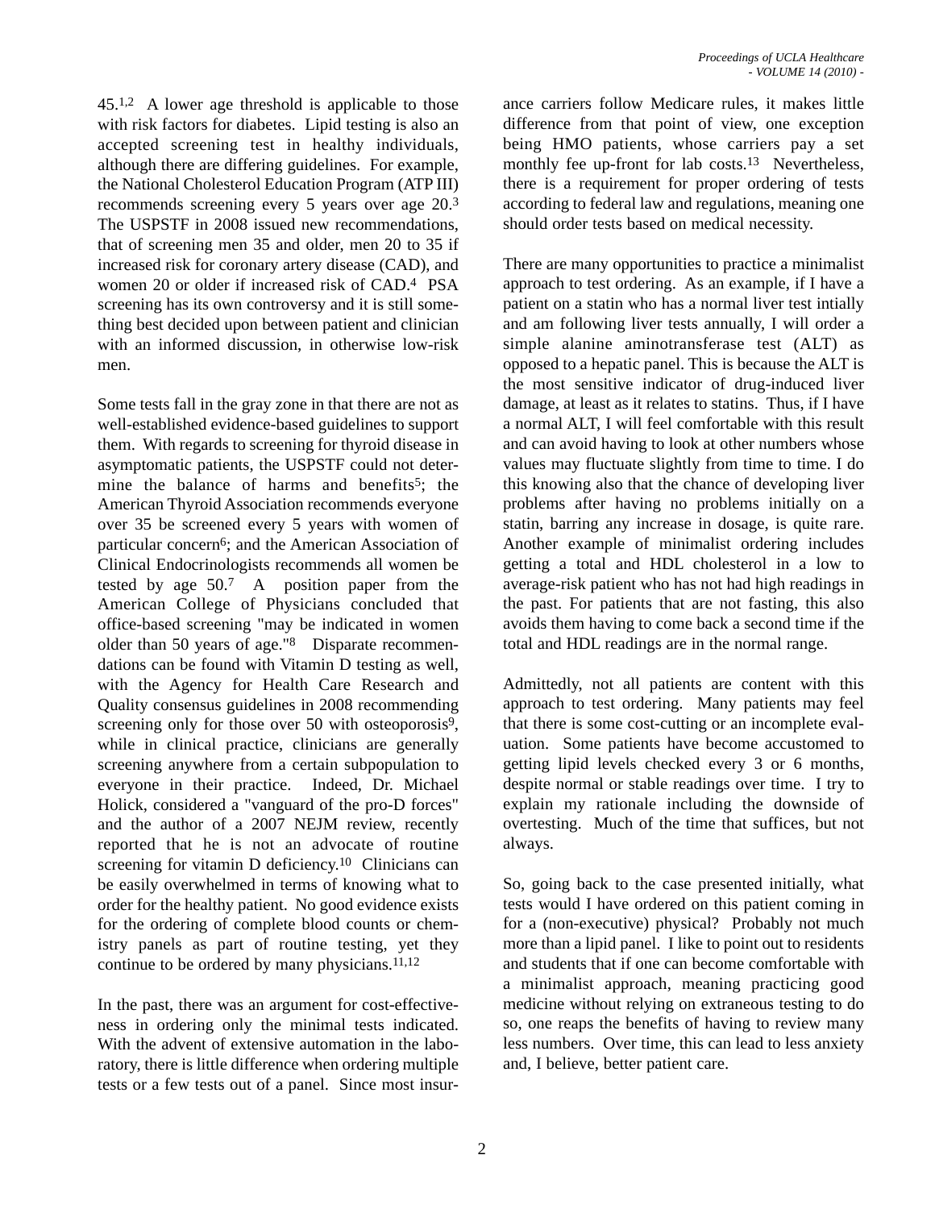45.[1,2] A lower age threshold is applicable to those with risk factors for diabetes. Lipid testing is also an accepted screening test in healthy individuals, although there are differing guidelines. For example, the National Cholesterol Education Program (ATP III) recommends screening every 5 years over age 20.[3] The USPSTF in 2008 issued new recommendations, that of screening men 35 and older, men 20 to 35 if increased risk for coronary artery disease (CAD), and women 20 or older if increased risk of CAD.[4] PSA screening has its own controversy and it is still something best decided upon between patient and clinician with an informed discussion, in otherwise low-risk men.

Some tests fall in the gray zone in that there are not as well-established evidence-based guidelines to support them. With regards to screening for thyroid disease in asymptomatic patients, the USPSTF could not determine the balance of harms and benefits[5]; the American Thyroid Association recommends everyone over 35 be screened every 5 years with women of particular concern[6]; and the American Association of Clinical Endocrinologists recommends all women be tested by age 50.[7] A position paper from the American College of Physicians concluded that office-based screening "may be indicated in women older than 50 years of age."[8] Disparate recommendations can be found with Vitamin D testing as well, with the Agency for Health Care Research and Quality consensus guidelines in 2008 recommending screening only for those over 50 with osteoporosis[9], while in clinical practice, clinicians are generally screening anywhere from a certain subpopulation to everyone in their practice. Indeed, Dr. Michael Holick, considered a "vanguard of the pro-D forces" and the author of a 2007 NEJM review, recently reported that he is not an advocate of routine screening for vitamin D deficiency.[10] Clinicians can be easily overwhelmed in terms of knowing what to order for the healthy patient. No good evidence exists for the ordering of complete blood counts or chemistry panels as part of routine testing, yet they continue to be ordered by many physicians.[11,12]

In the past, there was an argument for cost-effectiveness in ordering only the minimal tests indicated. With the advent of extensive automation in the laboratory, there is little difference when ordering multiple tests or a few tests out of a panel. Since most insurance carriers follow Medicare rules, it makes little difference from that point of view, one exception being HMO patients, whose carriers pay a set monthly fee up-front for lab costs.[13] Nevertheless, there is a requirement for proper ordering of tests according to federal law and regulations, meaning one should order tests based on medical necessity.

There are many opportunities to practice a minimalist approach to test ordering. As an example, if I have a patient on a statin who has a normal liver test intially and am following liver tests annually, I will order a simple alanine aminotransferase test (ALT) as opposed to a hepatic panel. This is because the ALT is the most sensitive indicator of drug-induced liver damage, at least as it relates to statins. Thus, if I have a normal ALT, I will feel comfortable with this result and can avoid having to look at other numbers whose values may fluctuate slightly from time to time. I do this knowing also that the chance of developing liver problems after having no problems initially on a statin, barring any increase in dosage, is quite rare. Another example of minimalist ordering includes getting a total and HDL cholesterol in a low to average-risk patient who has not had high readings in the past. For patients that are not fasting, this also avoids them having to come back a second time if the total and HDL readings are in the normal range.

Admittedly, not all patients are content with this approach to test ordering. Many patients may feel that there is some cost-cutting or an incomplete evaluation. Some patients have become accustomed to getting lipid levels checked every 3 or 6 months, despite normal or stable readings over time. I try to explain my rationale including the downside of overtesting. Much of the time that suffices, but not always.

So, going back to the case presented initially, what tests would I have ordered on this patient coming in for a (non-executive) physical? Probably not much more than a lipid panel. I like to point out to residents and students that if one can become comfortable with a minimalist approach, meaning practicing good medicine without relying on extraneous testing to do so, one reaps the benefits of having to review many less numbers. Over time, this can lead to less anxiety and, I believe, better patient care.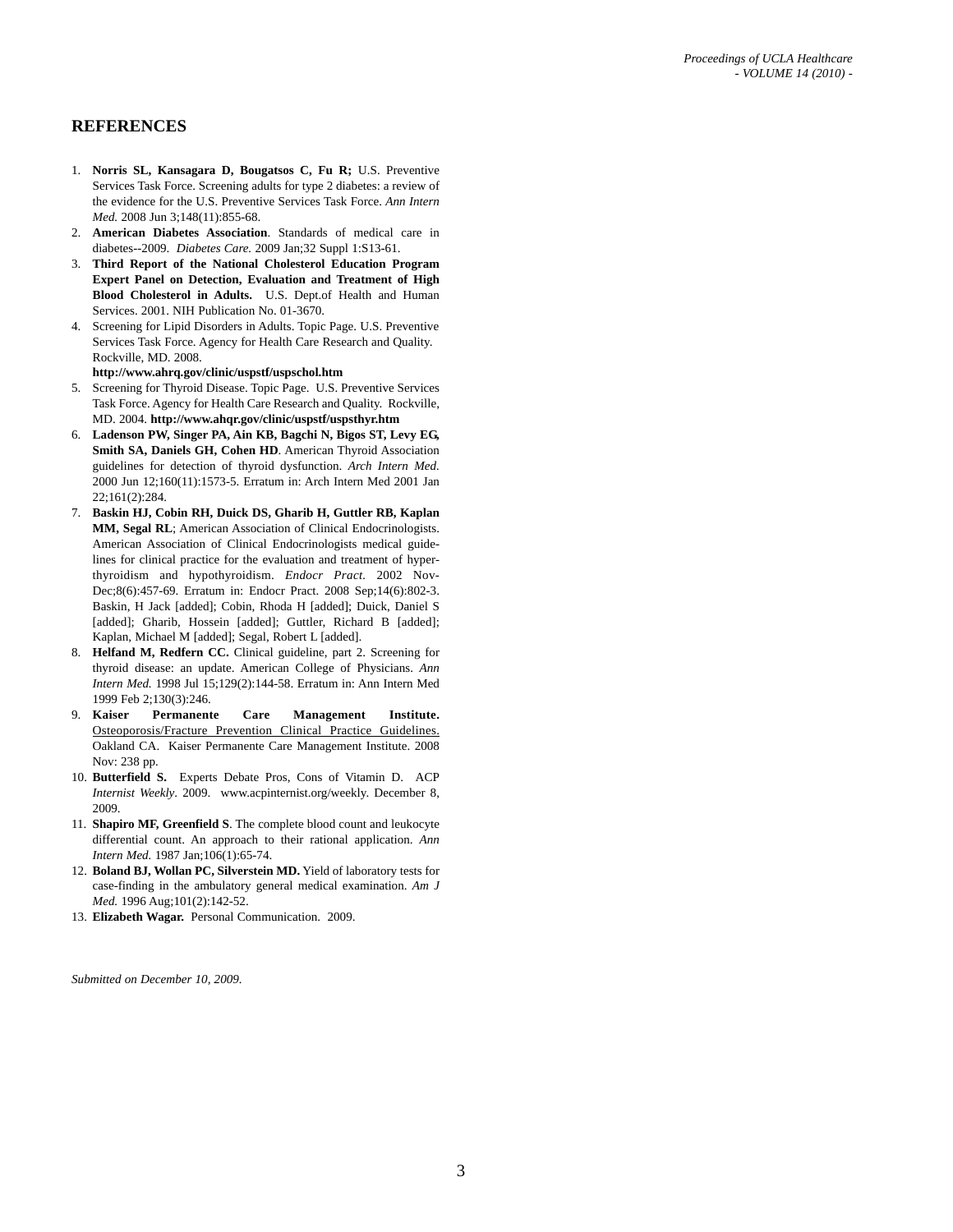## REFERENCES

1. **Norris SL, Kansagara D, Bougatsos C, Fu R;** U.S. Preventive Services Task Force. Screening adults for type 2 diabetes: a review of the evidence for the U.S. Preventive Services Task Force. *Ann Intern Med.* 2008 Jun 3;148(11):855-68.
2. **American Diabetes Association**. Standards of medical care in diabetes--2009. *Diabetes Care.* 2009 Jan;32 Suppl 1:S13-61.
3. **Third Report of the National Cholesterol Education Program Expert Panel on Detection, Evaluation and Treatment of High Blood Cholesterol in Adults.** U.S. Dept.of Health and Human Services. 2001. NIH Publication No. 01-3670.
4. Screening for Lipid Disorders in Adults. Topic Page. U.S. Preventive Services Task Force. Agency for Health Care Research and Quality. Rockville, MD. 2008. **http://www.ahrq.gov/clinic/uspstf/uspschol.htm**
5. Screening for Thyroid Disease. Topic Page. U.S. Preventive Services Task Force. Agency for Health Care Research and Quality. Rockville, MD. 2004. **http://www.ahqr.gov/clinic/uspstf/uspsthyr.htm**
6. **Ladenson PW, Singer PA, Ain KB, Bagchi N, Bigos ST, Levy EG, Smith SA, Daniels GH, Cohen HD**. American Thyroid Association guidelines for detection of thyroid dysfunction. *Arch Intern Med.* 2000 Jun 12;160(11):1573-5. Erratum in: Arch Intern Med 2001 Jan 22;161(2):284.
7. **Baskin HJ, Cobin RH, Duick DS, Gharib H, Guttler RB, Kaplan MM, Segal RL**; American Association of Clinical Endocrinologists. American Association of Clinical Endocrinologists medical guidelines for clinical practice for the evaluation and treatment of hyperthyroidism and hypothyroidism. *Endocr Pract.* 2002 Nov-Dec;8(6):457-69. Erratum in: Endocr Pract. 2008 Sep;14(6):802-3. Baskin, H Jack [added]; Cobin, Rhoda H [added]; Duick, Daniel S [added]; Gharib, Hossein [added]; Guttler, Richard B [added]; Kaplan, Michael M [added]; Segal, Robert L [added].
8. **Helfand M, Redfern CC.** Clinical guideline, part 2. Screening for thyroid disease: an update. American College of Physicians. *Ann Intern Med.* 1998 Jul 15;129(2):144-58. Erratum in: Ann Intern Med 1999 Feb 2;130(3):246.
9. **Kaiser Permanente Care Management Institute.** Osteoporosis/Fracture Prevention Clinical Practice Guidelines. Oakland CA. Kaiser Permanente Care Management Institute. 2008 Nov: 238 pp.
10. **Butterfield S.** Experts Debate Pros, Cons of Vitamin D. ACP *Internist Weekly*. 2009. www.acpinternist.org/weekly. December 8, 2009.
11. **Shapiro MF, Greenfield S**. The complete blood count and leukocyte differential count. An approach to their rational application. *Ann Intern Med.* 1987 Jan;106(1):65-74.
12. **Boland BJ, Wollan PC, Silverstein MD.** Yield of laboratory tests for case-finding in the ambulatory general medical examination. *Am J Med.* 1996 Aug;101(2):142-52.
13. **Elizabeth Wagar.** Personal Communication. 2009.

*Submitted on December 10, 2009.*